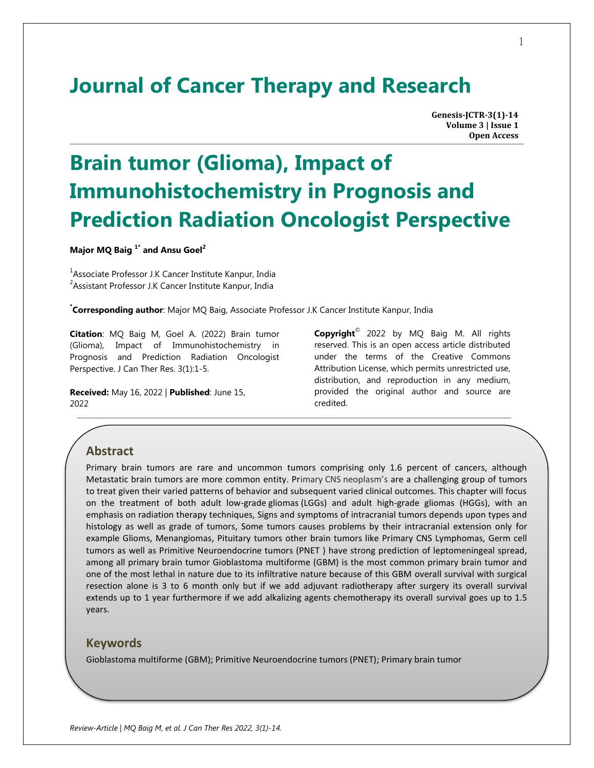# Journal of Cancer Therapy and Research

**Genesis-JCTR-3(1)-14**
**Volume 3 | Issue 1**
**Open Access**

# Brain tumor (Glioma), Impact of Immunohistochemistry in Prognosis and Prediction Radiation Oncologist Perspective

**Major MQ Baig [1*] and Ansu Goel[2]**

[1]Associate Professor J.K Cancer Institute Kanpur, India
[2]Assistant Professor J.K Cancer Institute Kanpur, India

[*]**Corresponding author**: Major MQ Baig, Associate Professor J.K Cancer Institute Kanpur, India

**Citation**: MQ Baig M, Goel A. (2022) Brain tumor (Glioma), Impact of Immunohistochemistry in Prognosis and Prediction Radiation Oncologist Perspective. J Can Ther Res. 3(1):1-5.

**Received:** May 16, 2022 | **Published**: June 15, 2022

**Copyright**© 2022 by MQ Baig M. All rights reserved. This is an open access article distributed under the terms of the Creative Commons Attribution License, which permits unrestricted use, distribution, and reproduction in any medium, provided the original author and source are credited.

## Abstract

Primary brain tumors are rare and uncommon tumors comprising only 1.6 percent of cancers, although Metastatic brain tumors are more common entity. Primary CNS neoplasm's are a challenging group of tumors to treat given their varied patterns of behavior and subsequent varied clinical outcomes. This chapter will focus on the treatment of both adult low-grade gliomas (LGGs) and adult high-grade gliomas (HGGs), with an emphasis on radiation therapy techniques, Signs and symptoms of intracranial tumors depends upon types and histology as well as grade of tumors, Some tumors causes problems by their intracranial extension only for example Glioms, Menangiomas, Pituitary tumors other brain tumors like Primary CNS Lymphomas, Germ cell tumors as well as Primitive Neuroendocrine tumors (PNET ) have strong prediction of leptomeningeal spread, among all primary brain tumor Gioblastoma multiforme (GBM) is the most common primary brain tumor and one of the most lethal in nature due to its infiltrative nature because of this GBM overall survival with surgical resection alone is 3 to 6 month only but if we add adjuvant radiotherapy after surgery its overall survival extends up to 1 year furthermore if we add alkalizing agents chemotherapy its overall survival goes up to 1.5 years.

## Keywords

Gioblastoma multiforme (GBM); Primitive Neuroendocrine tumors (PNET); Primary brain tumor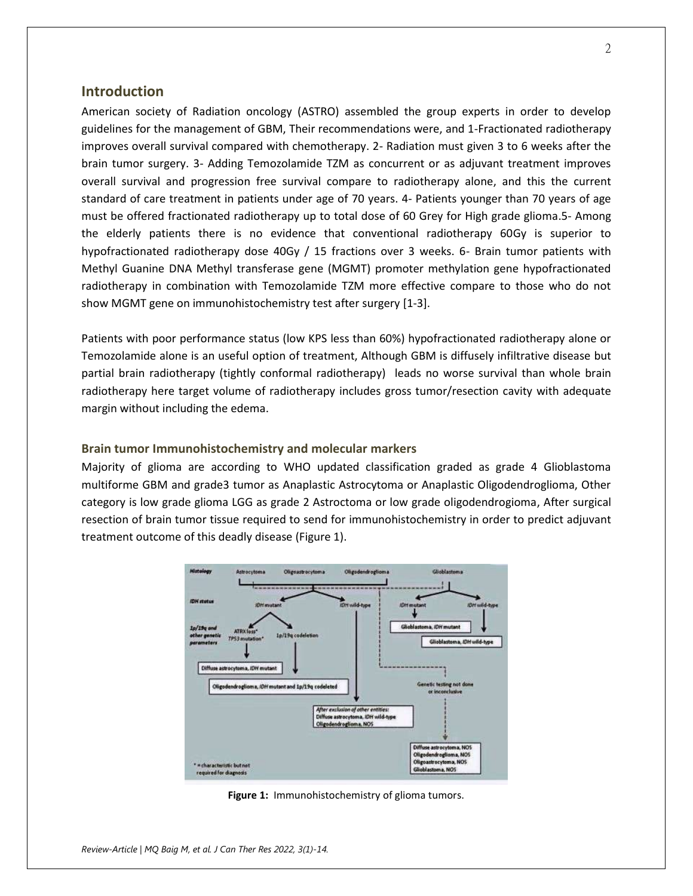## Introduction

American society of Radiation oncology (ASTRO) assembled the group experts in order to develop guidelines for the management of GBM, Their recommendations were, and 1-Fractionated radiotherapy improves overall survival compared with chemotherapy. 2- Radiation must given 3 to 6 weeks after the brain tumor surgery. 3- Adding Temozolamide TZM as concurrent or as adjuvant treatment improves overall survival and progression free survival compare to radiotherapy alone, and this the current standard of care treatment in patients under age of 70 years. 4- Patients younger than 70 years of age must be offered fractionated radiotherapy up to total dose of 60 Grey for High grade glioma.5- Among the elderly patients there is no evidence that conventional radiotherapy 60Gy is superior to hypofractionated radiotherapy dose 40Gy / 15 fractions over 3 weeks. 6- Brain tumor patients with Methyl Guanine DNA Methyl transferase gene (MGMT) promoter methylation gene hypofractionated radiotherapy in combination with Temozolamide TZM more effective compare to those who do not show MGMT gene on immunohistochemistry test after surgery [1-3].

Patients with poor performance status (low KPS less than 60%) hypofractionated radiotherapy alone or Temozolamide alone is an useful option of treatment, Although GBM is diffusely infiltrative disease but partial brain radiotherapy (tightly conformal radiotherapy) leads no worse survival than whole brain radiotherapy here target volume of radiotherapy includes gross tumor/resection cavity with adequate margin without including the edema.

### Brain tumor Immunohistochemistry and molecular markers

Majority of glioma are according to WHO updated classification graded as grade 4 Glioblastoma multiforme GBM and grade3 tumor as Anaplastic Astrocytoma or Anaplastic Oligodendroglioma, Other category is low grade glioma LGG as grade 2 Astroctoma or low grade oligodendrogioma, After surgical resection of brain tumor tissue required to send for immunohistochemistry in order to predict adjuvant treatment outcome of this deadly disease (Figure 1).

**Figure 1:** Immunohistochemistry of glioma tumors.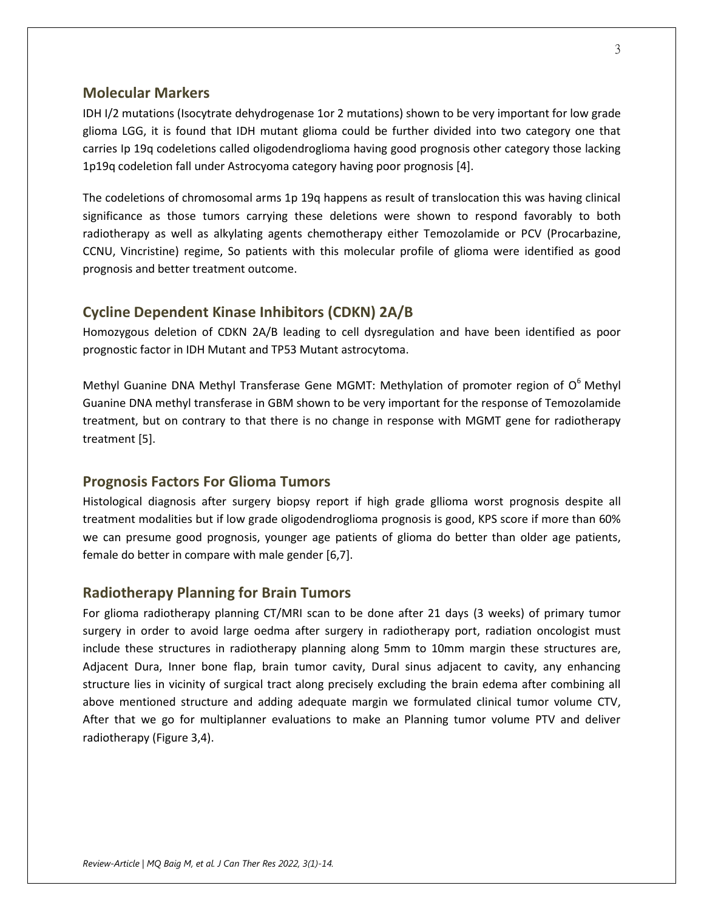## Molecular Markers

IDH I/2 mutations (Isocytrate dehydrogenase 1or 2 mutations) shown to be very important for low grade glioma LGG, it is found that IDH mutant glioma could be further divided into two category one that carries Ip 19q codeletions called oligodendroglioma having good prognosis other category those lacking 1p19q codeletion fall under Astrocyoma category having poor prognosis [4].

The codeletions of chromosomal arms 1p 19q happens as result of translocation this was having clinical significance as those tumors carrying these deletions were shown to respond favorably to both radiotherapy as well as alkylating agents chemotherapy either Temozolamide or PCV (Procarbazine, CCNU, Vincristine) regime, So patients with this molecular profile of glioma were identified as good prognosis and better treatment outcome.

## Cycline Dependent Kinase Inhibitors (CDKN) 2A/B

Homozygous deletion of CDKN 2A/B leading to cell dysregulation and have been identified as poor prognostic factor in IDH Mutant and TP53 Mutant astrocytoma.

Methyl Guanine DNA Methyl Transferase Gene MGMT: Methylation of promoter region of $O^6$ Methyl Guanine DNA methyl transferase in GBM shown to be very important for the response of Temozolamide treatment, but on contrary to that there is no change in response with MGMT gene for radiotherapy treatment [5].

## Prognosis Factors For Glioma Tumors

Histological diagnosis after surgery biopsy report if high grade gllioma worst prognosis despite all treatment modalities but if low grade oligodendroglioma prognosis is good, KPS score if more than 60% we can presume good prognosis, younger age patients of glioma do better than older age patients, female do better in compare with male gender [6,7].

## Radiotherapy Planning for Brain Tumors

For glioma radiotherapy planning CT/MRI scan to be done after 21 days (3 weeks) of primary tumor surgery in order to avoid large oedma after surgery in radiotherapy port, radiation oncologist must include these structures in radiotherapy planning along 5mm to 10mm margin these structures are, Adjacent Dura, Inner bone flap, brain tumor cavity, Dural sinus adjacent to cavity, any enhancing structure lies in vicinity of surgical tract along precisely excluding the brain edema after combining all above mentioned structure and adding adequate margin we formulated clinical tumor volume CTV, After that we go for multiplanner evaluations to make an Planning tumor volume PTV and deliver radiotherapy (Figure 3,4).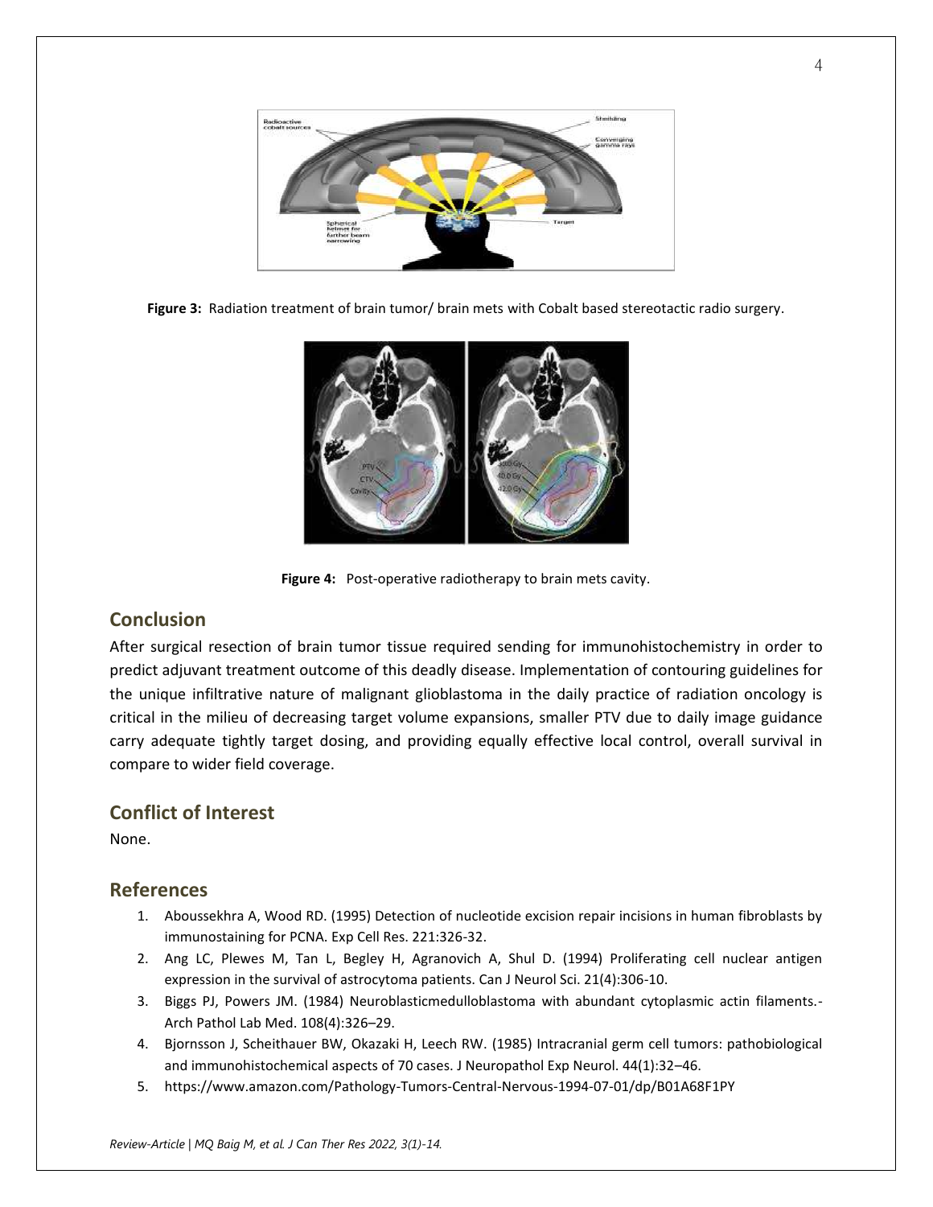Figure 3: Radiation treatment of brain tumor/ brain mets with Cobalt based stereotactic radio surgery.

Figure 4: Post-operative radiotherapy to brain mets cavity.

## Conclusion

After surgical resection of brain tumor tissue required sending for immunohistochemistry in order to predict adjuvant treatment outcome of this deadly disease. Implementation of contouring guidelines for the unique infiltrative nature of malignant glioblastoma in the daily practice of radiation oncology is critical in the milieu of decreasing target volume expansions, smaller PTV due to daily image guidance carry adequate tightly target dosing, and providing equally effective local control, overall survival in compare to wider field coverage.

## Conflict of Interest

None.

## References

1. Aboussekhra A, Wood RD. (1995) Detection of nucleotide excision repair incisions in human fibroblasts by immunostaining for PCNA. Exp Cell Res. 221:326-32.
2. Ang LC, Plewes M, Tan L, Begley H, Agranovich A, Shul D. (1994) Proliferating cell nuclear antigen expression in the survival of astrocytoma patients. Can J Neurol Sci. 21(4):306-10.
3. Biggs PJ, Powers JM. (1984) Neuroblasticmedulloblastoma with abundant cytoplasmic actin filaments.- Arch Pathol Lab Med. 108(4):326–29.
4. Bjornsson J, Scheithauer BW, Okazaki H, Leech RW. (1985) Intracranial germ cell tumors: pathobiological and immunohistochemical aspects of 70 cases. J Neuropathol Exp Neurol. 44(1):32–46.
5. https://www.amazon.com/Pathology-Tumors-Central-Nervous-1994-07-01/dp/B01A68F1PY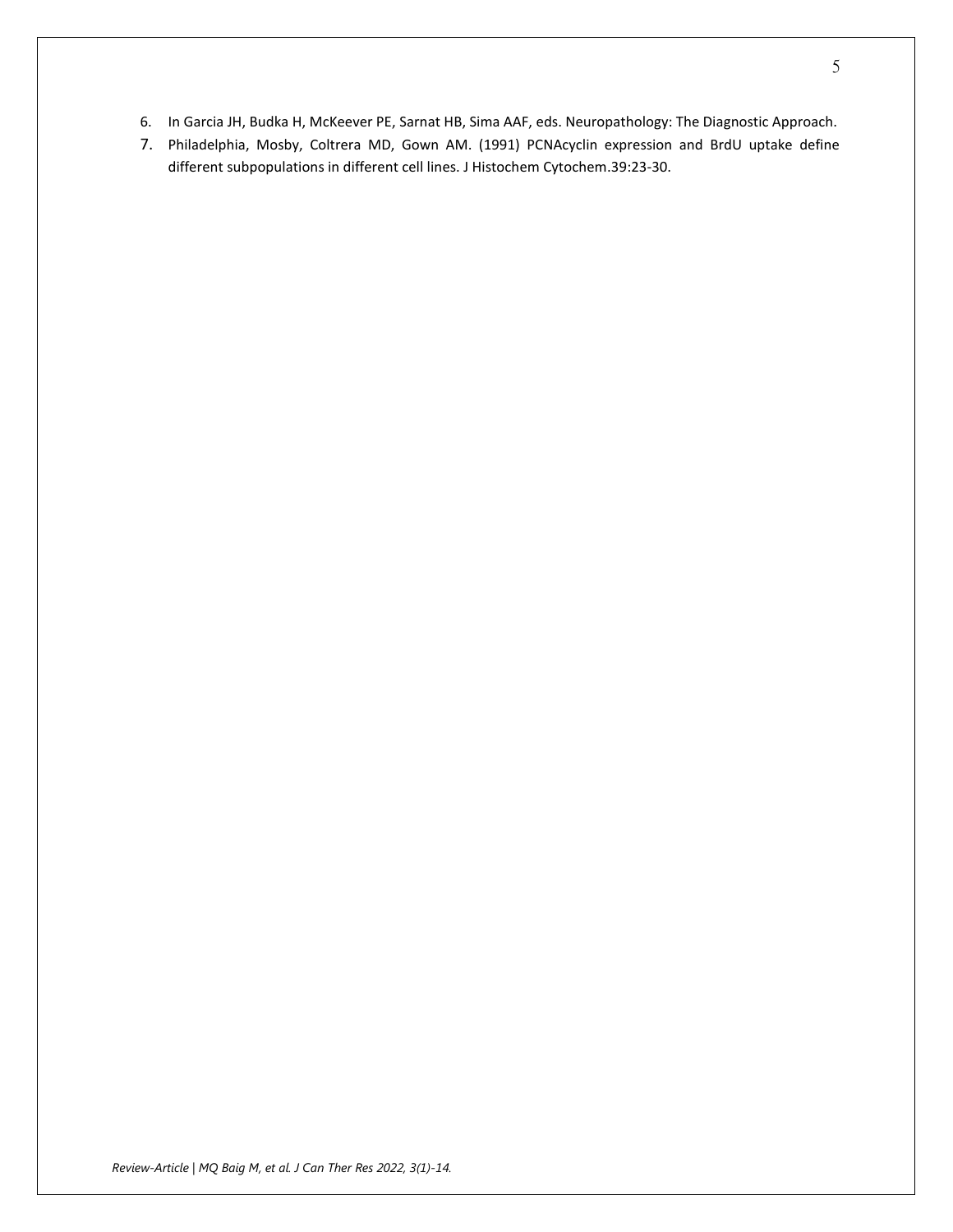6. In Garcia JH, Budka H, McKeever PE, Sarnat HB, Sima AAF, eds. Neuropathology: The Diagnostic Approach.
7. Philadelphia, Mosby, Coltrera MD, Gown AM. (1991) PCNAcyclin expression and BrdU uptake define different subpopulations in different cell lines. J Histochem Cytochem.39:23-30.